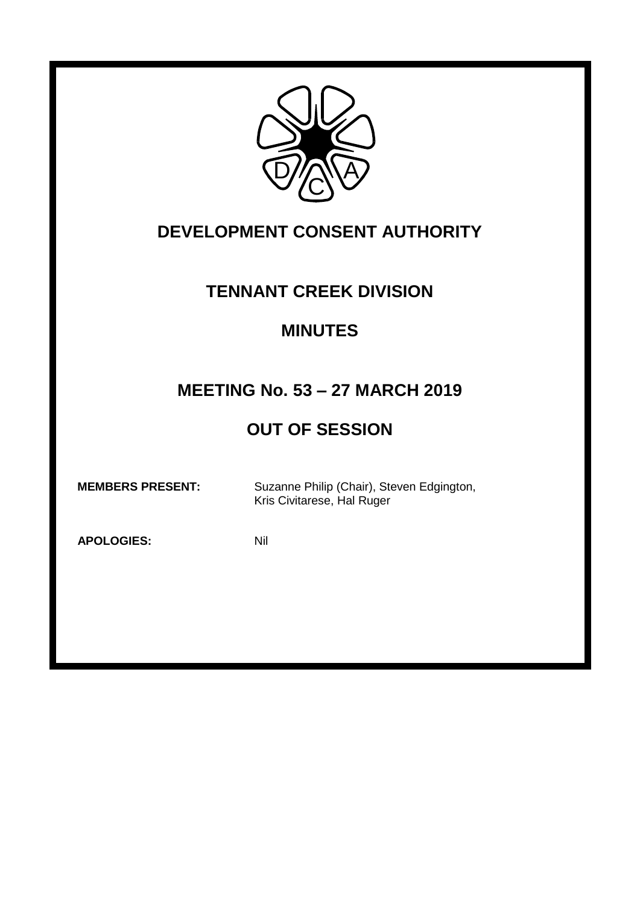# DEVELOPMENT CONSENT AUTHORITY

## TENNANT CREEK DIVISION

## MINUTES

## MEETING No. 53 – 27 MARCH 2019

## OUT OF SESSION

**MEMBERS PRESENT:** Suzanne Philip (Chair), Steven Edgington, Kris Civitarese, Hal Ruger

**APOLOGIES:** Nil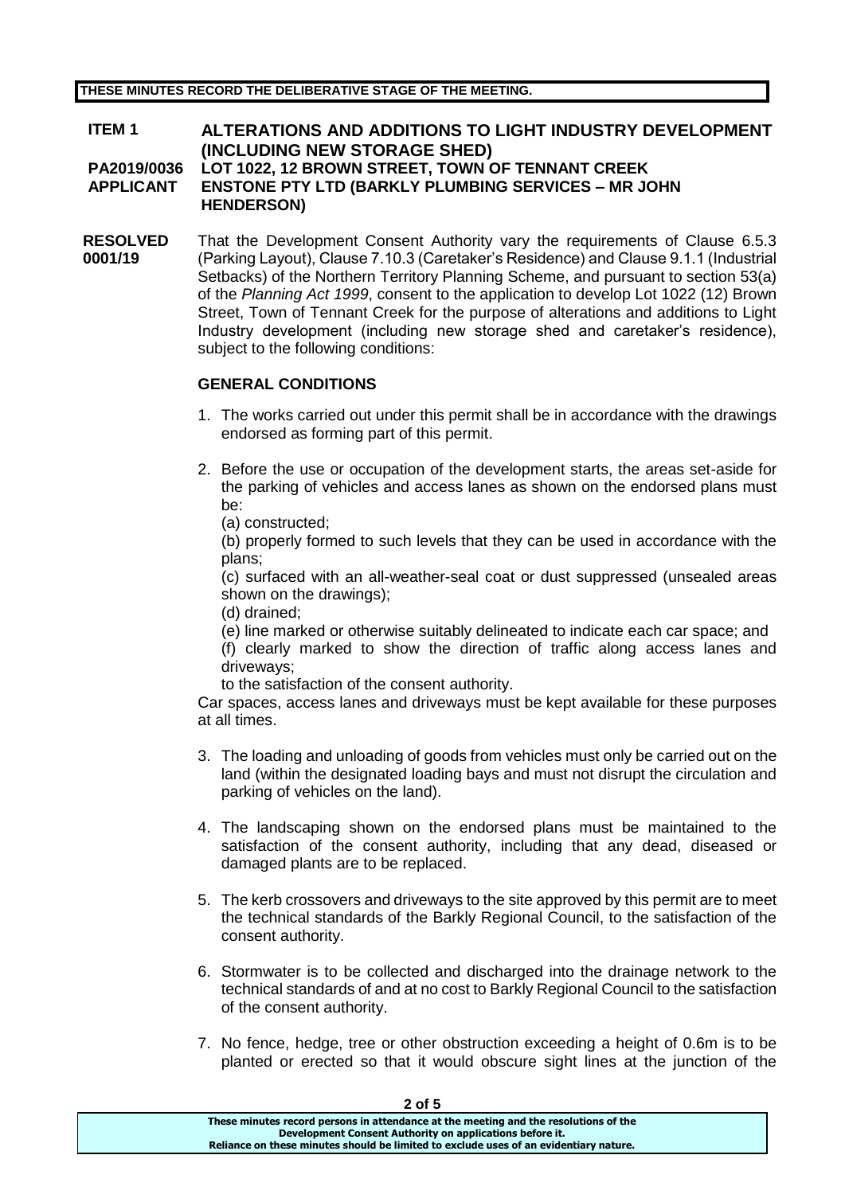**THESE MINUTES RECORD THE DELIBERATIVE STAGE OF THE MEETING.**

**ITEM 1** **ALTERATIONS AND ADDITIONS TO LIGHT INDUSTRY DEVELOPMENT (INCLUDING NEW STORAGE SHED)**
**PA2019/0036** **LOT 1022, 12 BROWN STREET, TOWN OF TENNANT CREEK**
**APPLICANT** **ENSTONE PTY LTD (BARKLY PLUMBING SERVICES – MR JOHN HENDERSON)**

**RESOLVED 0001/19**

That the Development Consent Authority vary the requirements of Clause 6.5.3 (Parking Layout), Clause 7.10.3 (Caretaker's Residence) and Clause 9.1.1 (Industrial Setbacks) of the Northern Territory Planning Scheme, and pursuant to section 53(a) of the *Planning Act 1999*, consent to the application to develop Lot 1022 (12) Brown Street, Town of Tennant Creek for the purpose of alterations and additions to Light Industry development (including new storage shed and caretaker's residence), subject to the following conditions:

**GENERAL CONDITIONS**

1. The works carried out under this permit shall be in accordance with the drawings endorsed as forming part of this permit.

2. Before the use or occupation of the development starts, the areas set-aside for the parking of vehicles and access lanes as shown on the endorsed plans must be:
   (a) constructed;
   (b) properly formed to such levels that they can be used in accordance with the plans;
   (c) surfaced with an all-weather-seal coat or dust suppressed (unsealed areas shown on the drawings);
   (d) drained;
   (e) line marked or otherwise suitably delineated to indicate each car space; and
   (f) clearly marked to show the direction of traffic along access lanes and driveways;
   to the satisfaction of the consent authority.
   Car spaces, access lanes and driveways must be kept available for these purposes at all times.

3. The loading and unloading of goods from vehicles must only be carried out on the land (within the designated loading bays and must not disrupt the circulation and parking of vehicles on the land).

4. The landscaping shown on the endorsed plans must be maintained to the satisfaction of the consent authority, including that any dead, diseased or damaged plants are to be replaced.

5. The kerb crossovers and driveways to the site approved by this permit are to meet the technical standards of the Barkly Regional Council, to the satisfaction of the consent authority.

6. Stormwater is to be collected and discharged into the drainage network to the technical standards of and at no cost to Barkly Regional Council to the satisfaction of the consent authority.

7. No fence, hedge, tree or other obstruction exceeding a height of 0.6m is to be planted or erected so that it would obscure sight lines at the junction of the

These minutes record persons in attendance at the meeting and the resolutions of the Development Consent Authority on applications before it.
Reliance on these minutes should be limited to exclude uses of an evidentiary nature.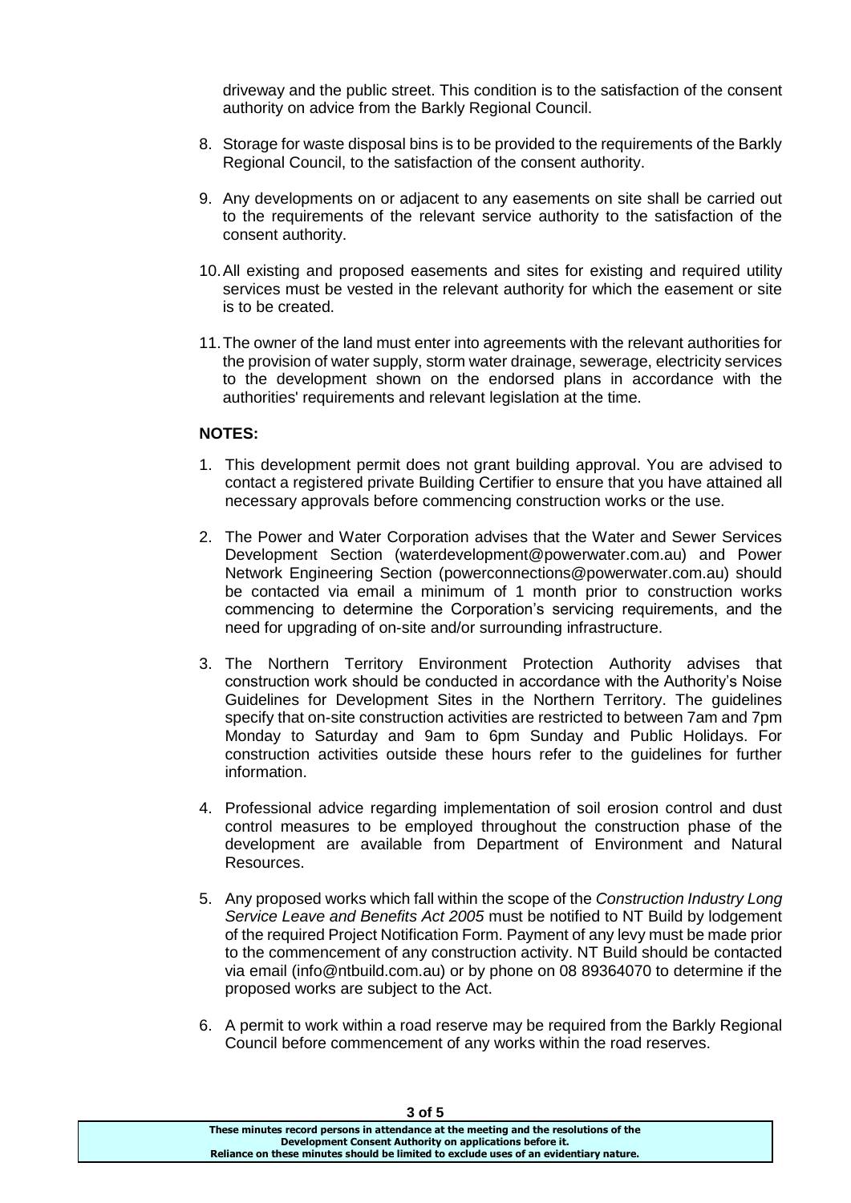driveway and the public street. This condition is to the satisfaction of the consent authority on advice from the Barkly Regional Council.

8. Storage for waste disposal bins is to be provided to the requirements of the Barkly Regional Council, to the satisfaction of the consent authority.

9. Any developments on or adjacent to any easements on site shall be carried out to the requirements of the relevant service authority to the satisfaction of the consent authority.

10. All existing and proposed easements and sites for existing and required utility services must be vested in the relevant authority for which the easement or site is to be created.

11. The owner of the land must enter into agreements with the relevant authorities for the provision of water supply, storm water drainage, sewerage, electricity services to the development shown on the endorsed plans in accordance with the authorities' requirements and relevant legislation at the time.

**NOTES:**

1. This development permit does not grant building approval. You are advised to contact a registered private Building Certifier to ensure that you have attained all necessary approvals before commencing construction works or the use.

2. The Power and Water Corporation advises that the Water and Sewer Services Development Section (waterdevelopment@powerwater.com.au) and Power Network Engineering Section (powerconnections@powerwater.com.au) should be contacted via email a minimum of 1 month prior to construction works commencing to determine the Corporation's servicing requirements, and the need for upgrading of on-site and/or surrounding infrastructure.

3. The Northern Territory Environment Protection Authority advises that construction work should be conducted in accordance with the Authority's Noise Guidelines for Development Sites in the Northern Territory. The guidelines specify that on-site construction activities are restricted to between 7am and 7pm Monday to Saturday and 9am to 6pm Sunday and Public Holidays. For construction activities outside these hours refer to the guidelines for further information.

4. Professional advice regarding implementation of soil erosion control and dust control measures to be employed throughout the construction phase of the development are available from Department of Environment and Natural Resources.

5. Any proposed works which fall within the scope of the *Construction Industry Long Service Leave and Benefits Act 2005* must be notified to NT Build by lodgement of the required Project Notification Form. Payment of any levy must be made prior to the commencement of any construction activity. NT Build should be contacted via email (info@ntbuild.com.au) or by phone on 08 89364070 to determine if the proposed works are subject to the Act.

6. A permit to work within a road reserve may be required from the Barkly Regional Council before commencement of any works within the road reserves.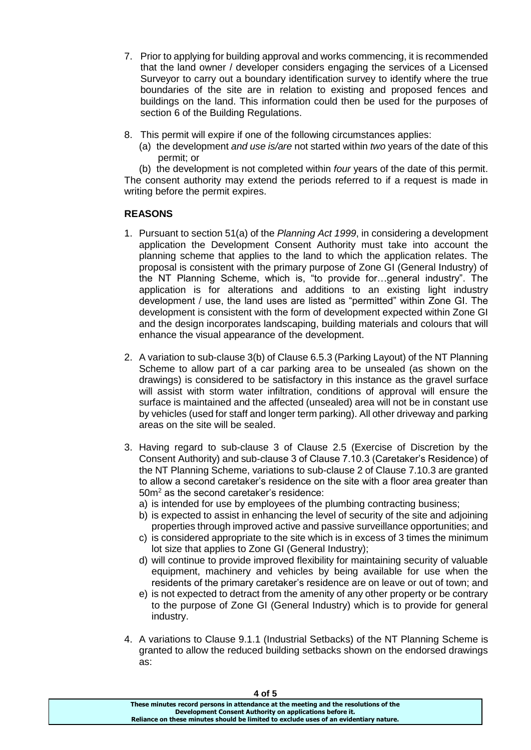7. Prior to applying for building approval and works commencing, it is recommended that the land owner / developer considers engaging the services of a Licensed Surveyor to carry out a boundary identification survey to identify where the true boundaries of the site are in relation to existing and proposed fences and buildings on the land. This information could then be used for the purposes of section 6 of the Building Regulations.

8. This permit will expire if one of the following circumstances applies:
   (a) the development *and use is/are* not started within *two* years of the date of this permit; or
   (b) the development is not completed within *four* years of the date of this permit.

The consent authority may extend the periods referred to if a request is made in writing before the permit expires.

**REASONS**

1. Pursuant to section 51(a) of the *Planning Act 1999*, in considering a development application the Development Consent Authority must take into account the planning scheme that applies to the land to which the application relates. The proposal is consistent with the primary purpose of Zone GI (General Industry) of the NT Planning Scheme, which is, "to provide for…general industry". The application is for alterations and additions to an existing light industry development / use, the land uses are listed as "permitted" within Zone GI. The development is consistent with the form of development expected within Zone GI and the design incorporates landscaping, building materials and colours that will enhance the visual appearance of the development.

2. A variation to sub-clause 3(b) of Clause 6.5.3 (Parking Layout) of the NT Planning Scheme to allow part of a car parking area to be unsealed (as shown on the drawings) is considered to be satisfactory in this instance as the gravel surface will assist with storm water infiltration, conditions of approval will ensure the surface is maintained and the affected (unsealed) area will not be in constant use by vehicles (used for staff and longer term parking). All other driveway and parking areas on the site will be sealed.

3. Having regard to sub-clause 3 of Clause 2.5 (Exercise of Discretion by the Consent Authority) and sub-clause 3 of Clause 7.10.3 (Caretaker's Residence) of the NT Planning Scheme, variations to sub-clause 2 of Clause 7.10.3 are granted to allow a second caretaker's residence on the site with a floor area greater than 50m$^2$ as the second caretaker's residence:
   a) is intended for use by employees of the plumbing contracting business;
   b) is expected to assist in enhancing the level of security of the site and adjoining properties through improved active and passive surveillance opportunities; and
   c) is considered appropriate to the site which is in excess of 3 times the minimum lot size that applies to Zone GI (General Industry);
   d) will continue to provide improved flexibility for maintaining security of valuable equipment, machinery and vehicles by being available for use when the residents of the primary caretaker's residence are on leave or out of town; and
   e) is not expected to detract from the amenity of any other property or be contrary to the purpose of Zone GI (General Industry) which is to provide for general industry.

4. A variations to Clause 9.1.1 (Industrial Setbacks) of the NT Planning Scheme is granted to allow the reduced building setbacks shown on the endorsed drawings as:

These minutes record persons in attendance at the meeting and the resolutions of the Development Consent Authority on applications before it.
Reliance on these minutes should be limited to exclude uses of an evidentiary nature.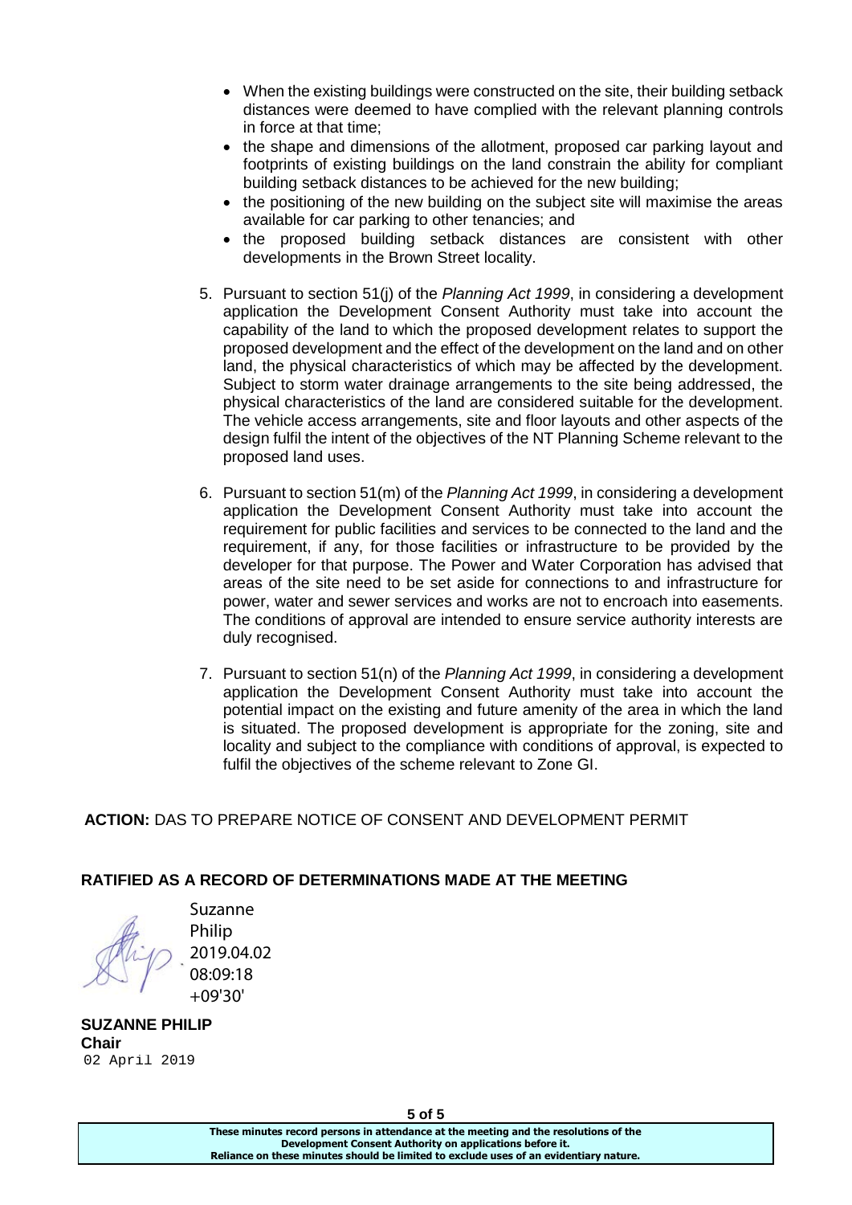- When the existing buildings were constructed on the site, their building setback distances were deemed to have complied with the relevant planning controls in force at that time;
- the shape and dimensions of the allotment, proposed car parking layout and footprints of existing buildings on the land constrain the ability for compliant building setback distances to be achieved for the new building;
- the positioning of the new building on the subject site will maximise the areas available for car parking to other tenancies; and
- the proposed building setback distances are consistent with other developments in the Brown Street locality.

5. Pursuant to section 51(j) of the *Planning Act 1999*, in considering a development application the Development Consent Authority must take into account the capability of the land to which the proposed development relates to support the proposed development and the effect of the development on the land and on other land, the physical characteristics of which may be affected by the development. Subject to storm water drainage arrangements to the site being addressed, the physical characteristics of the land are considered suitable for the development. The vehicle access arrangements, site and floor layouts and other aspects of the design fulfil the intent of the objectives of the NT Planning Scheme relevant to the proposed land uses.

6. Pursuant to section 51(m) of the *Planning Act 1999*, in considering a development application the Development Consent Authority must take into account the requirement for public facilities and services to be connected to the land and the requirement, if any, for those facilities or infrastructure to be provided by the developer for that purpose. The Power and Water Corporation has advised that areas of the site need to be set aside for connections to and infrastructure for power, water and sewer services and works are not to encroach into easements. The conditions of approval are intended to ensure service authority interests are duly recognised.

7. Pursuant to section 51(n) of the *Planning Act 1999*, in considering a development application the Development Consent Authority must take into account the potential impact on the existing and future amenity of the area in which the land is situated. The proposed development is appropriate for the zoning, site and locality and subject to the compliance with conditions of approval, is expected to fulfil the objectives of the scheme relevant to Zone GI.

**ACTION:** DAS TO PREPARE NOTICE OF CONSENT AND DEVELOPMENT PERMIT

**RATIFIED AS A RECORD OF DETERMINATIONS MADE AT THE MEETING**

Suzanne Philip
2019.04.02
08:09:18
+09'30'

**SUZANNE PHILIP**
**Chair**
02 April 2019

**These minutes record persons in attendance at the meeting and the resolutions of the Development Consent Authority on applications before it. Reliance on these minutes should be limited to exclude uses of an evidentiary nature.**